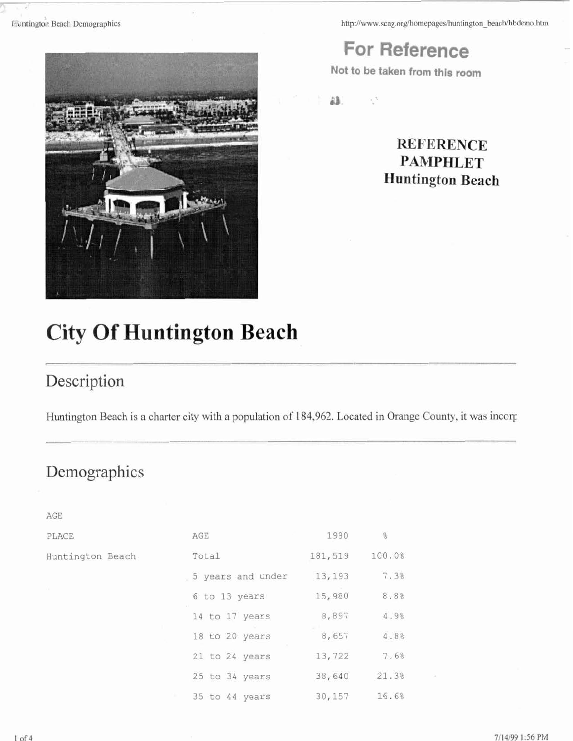**For Reference**

**Not to be taken from this room**

**REFERENCE PAMPHLET Huntington Beach**

# City Of Huntington Beach

## Description

Huntington Beach is a charter city with a population of 184,962. Located in Orange County, it was incorp

## Demographics

AGE

| PLACE | AGE | 1990 | % |
|---|---|---|---|
| Huntington Beach | Total | 181,519 | 100.0% |
| | 5 years and under | 13,193 | 7.3% |
| | 6 to 13 years | 15,980 | 8.8% |
| | 14 to 17 years | 8,897 | 4.9% |
| | 18 to 20 years | 8,657 | 4.8% |
| | 21 to 24 years | 13,722 | 7.6% |
| | 25 to 34 years | 38,640 | 21.3% |
| | 35 to 44 years | 30,157 | 16.6% |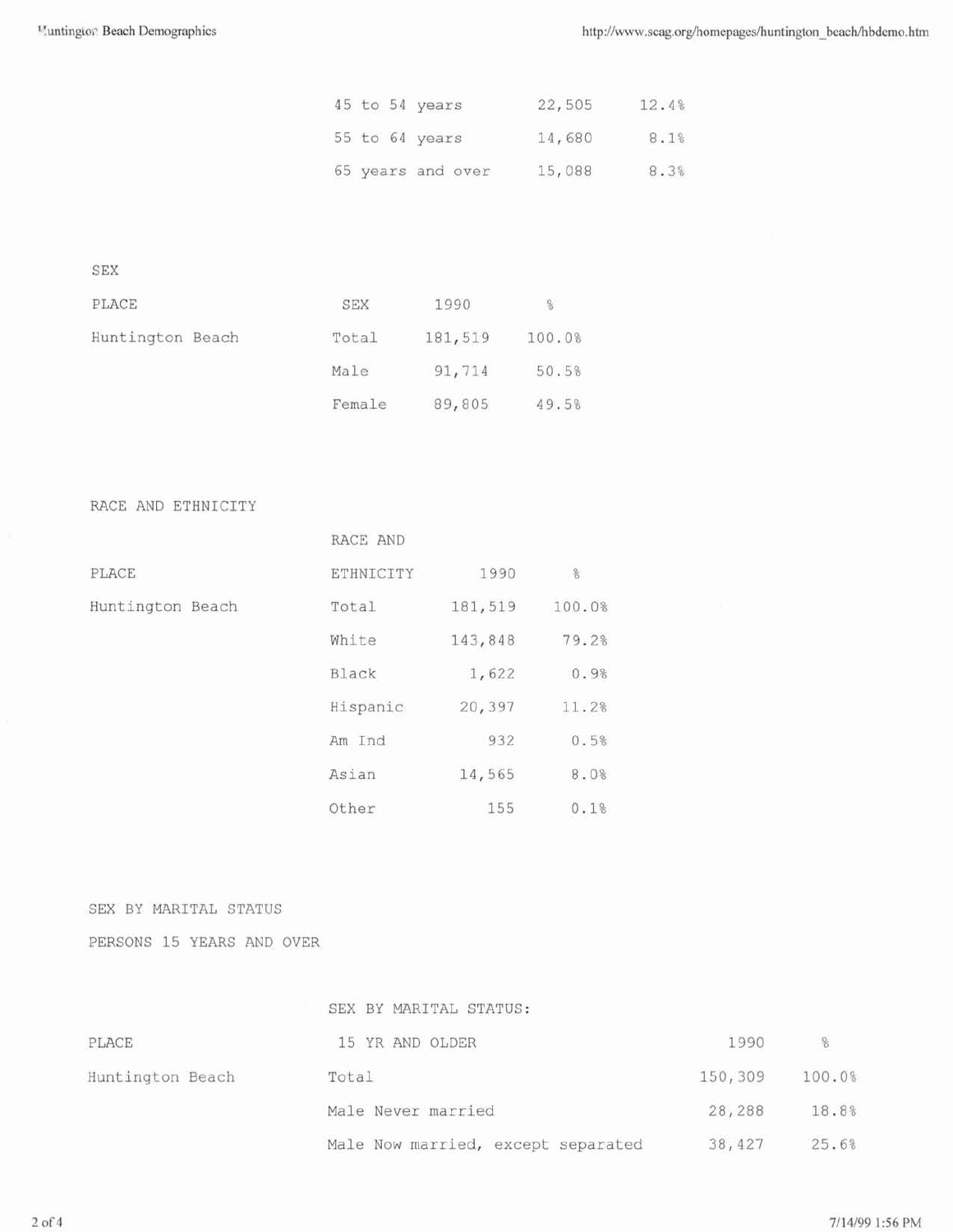| | | |
|---|---|---|
| 45 to 54 years | 22,505 | 12.4% |
| 55 to 64 years | 14,680 | 8.1% |
| 65 years and over | 15,088 | 8.3% |

SEX

| PLACE | SEX | 1990 | % |
|---|---|---|---|
| Huntington Beach | Total | 181,519 | 100.0% |
| | Male | 91,714 | 50.5% |
| | Female | 89,805 | 49.5% |

RACE AND ETHNICITY

| PLACE | RACE AND ETHNICITY | 1990 | % |
|---|---|---|---|
| Huntington Beach | Total | 181,519 | 100.0% |
| | White | 143,848 | 79.2% |
| | Black | 1,622 | 0.9% |
| | Hispanic | 20,397 | 11.2% |
| | Am Ind | 932 | 0.5% |
| | Asian | 14,565 | 8.0% |
| | Other | 155 | 0.1% |

SEX BY MARITAL STATUS

PERSONS 15 YEARS AND OVER

| PLACE | SEX BY MARITAL STATUS: 15 YR AND OLDER | 1990 | % |
|---|---|---|---|
| Huntington Beach | Total | 150,309 | 100.0% |
| | Male Never married | 28,288 | 18.8% |
| | Male Now married, except separated | 38,427 | 25.6% |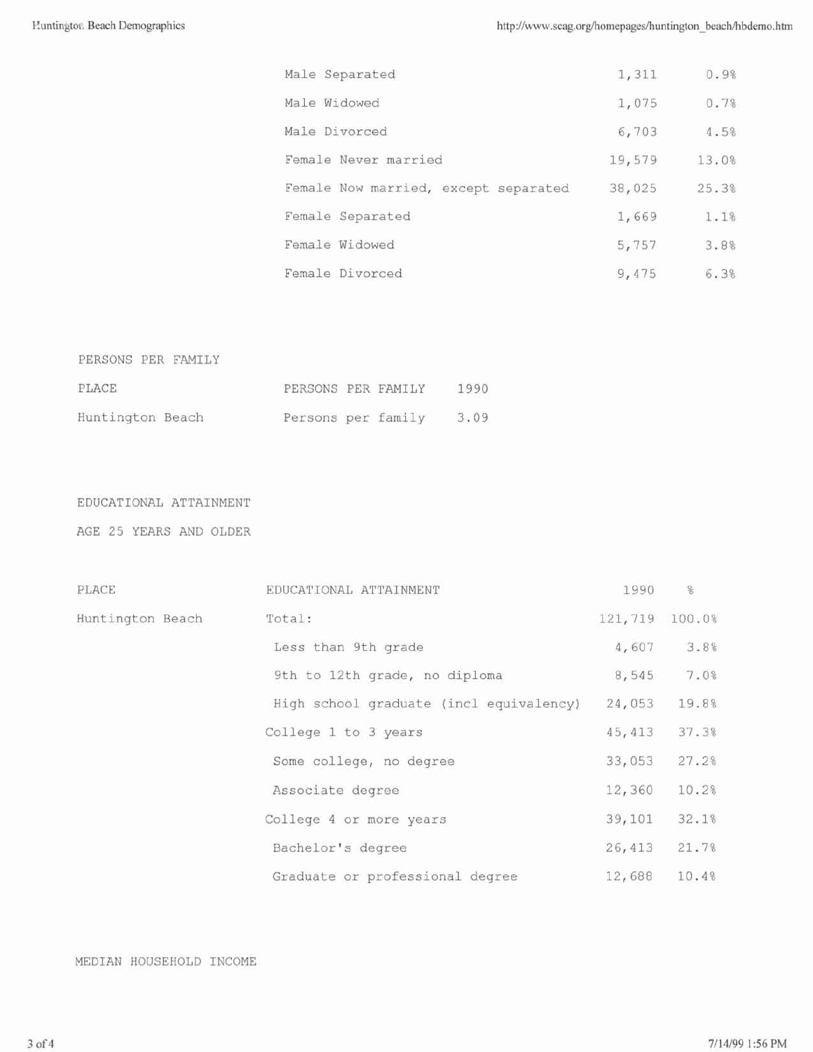| | | |
|---|---|---|
| Male Separated | 1,311 | 0.9% |
| Male Widowed | 1,075 | 0.7% |
| Male Divorced | 6,703 | 4.5% |
| Female Never married | 19,579 | 13.0% |
| Female Now married, except separated | 38,025 | 25.3% |
| Female Separated | 1,669 | 1.1% |
| Female Widowed | 5,757 | 3.8% |
| Female Divorced | 9,475 | 6.3% |

PERSONS PER FAMILY

| PLACE | PERSONS PER FAMILY | 1990 |
|---|---|---|
| Huntington Beach | Persons per family | 3.09 |

EDUCATIONAL ATTAINMENT

AGE 25 YEARS AND OLDER

| PLACE | EDUCATIONAL ATTAINMENT | 1990 | % |
|---|---|---|---|
| Huntington Beach | Total: | 121,719 | 100.0% |
| | Less than 9th grade | 4,607 | 3.8% |
| | 9th to 12th grade, no diploma | 8,545 | 7.0% |
| | High school graduate (incl equivalency) | 24,053 | 19.8% |
| | College 1 to 3 years | 45,413 | 37.3% |
| | Some college, no degree | 33,053 | 27.2% |
| | Associate degree | 12,360 | 10.2% |
| | College 4 or more years | 39,101 | 32.1% |
| | Bachelor's degree | 26,413 | 21.7% |
| | Graduate or professional degree | 12,688 | 10.4% |

MEDIAN HOUSEHOLD INCOME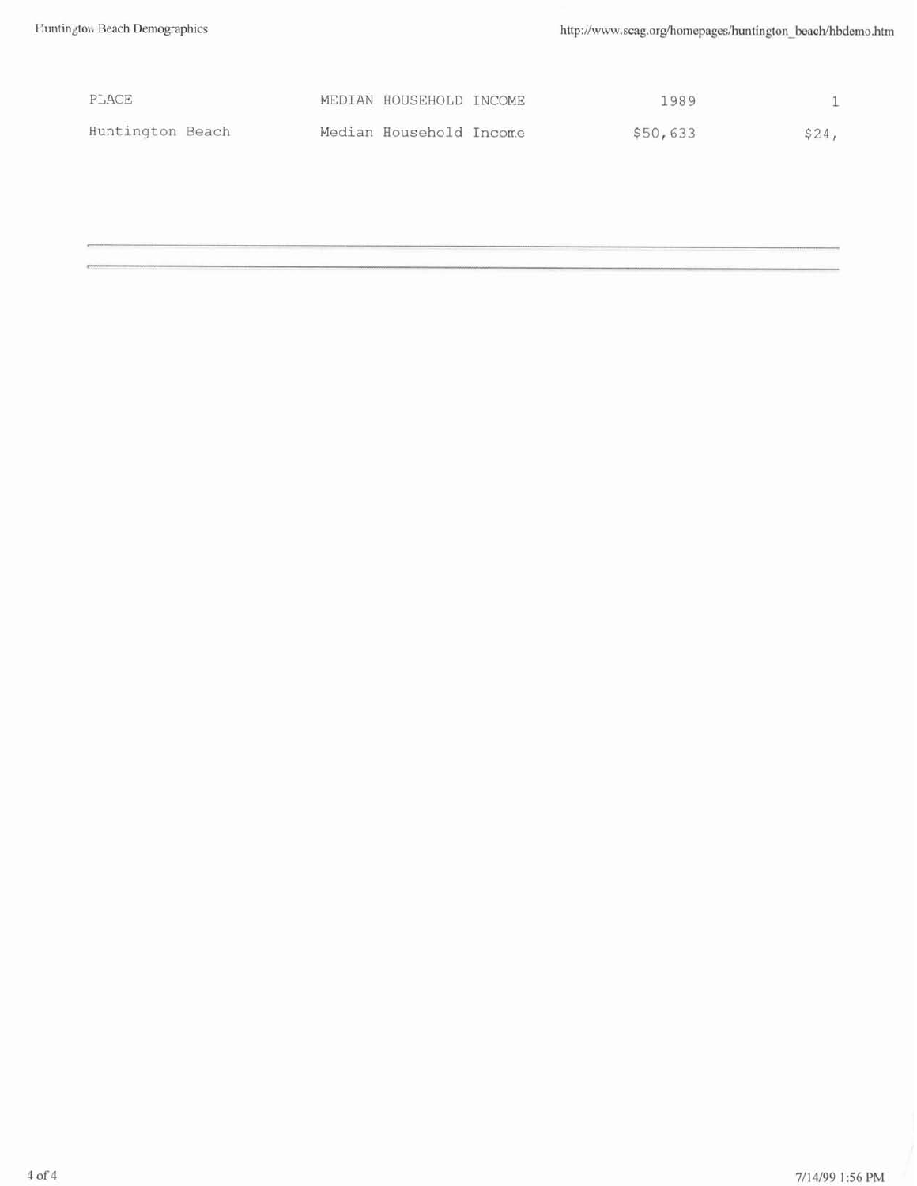| PLACE | MEDIAN HOUSEHOLD INCOME | 1989 | 1 |
| --- | --- | --- | --- |
| Huntington Beach | Median Household Income | $50,633 | $24, |